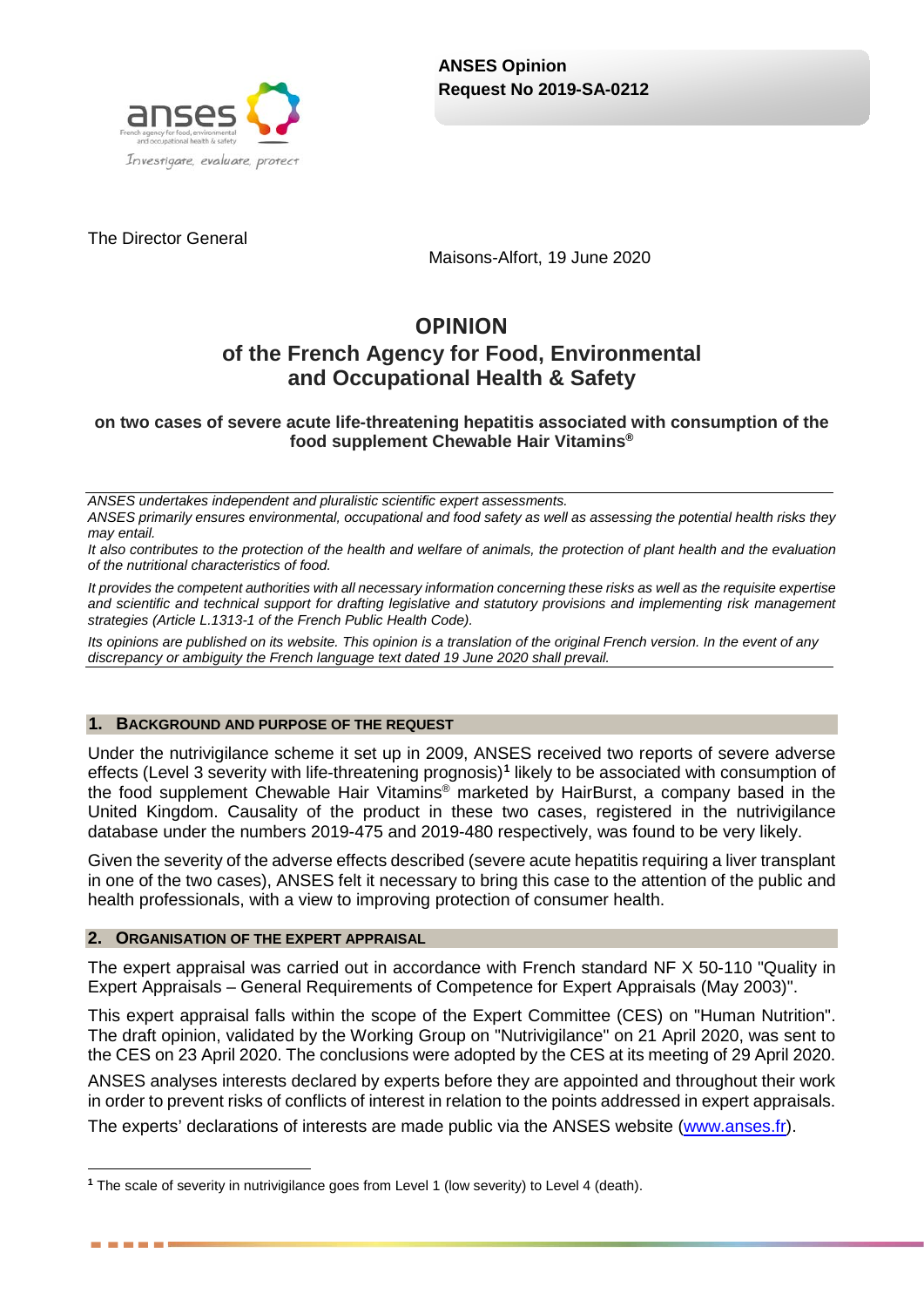**ANSES Opinion**
**Request No 2019-SA-0212**

The Director General

Maisons-Alfort, 19 June 2020

# OPINION
# of the French Agency for Food, Environmental and Occupational Health & Safety

### on two cases of severe acute life-threatening hepatitis associated with consumption of the food supplement Chewable Hair Vitamins®

*ANSES undertakes independent and pluralistic scientific expert assessments.*

*ANSES primarily ensures environmental, occupational and food safety as well as assessing the potential health risks they may entail.*

*It also contributes to the protection of the health and welfare of animals, the protection of plant health and the evaluation of the nutritional characteristics of food.*

*It provides the competent authorities with all necessary information concerning these risks as well as the requisite expertise and scientific and technical support for drafting legislative and statutory provisions and implementing risk management strategies (Article L.1313-1 of the French Public Health Code).*

*Its opinions are published on its website. This opinion is a translation of the original French version. In the event of any discrepancy or ambiguity the French language text dated 19 June 2020 shall prevail.*

## 1. BACKGROUND AND PURPOSE OF THE REQUEST

Under the nutrivigilance scheme it set up in 2009, ANSES received two reports of severe adverse effects (Level 3 severity with life-threatening prognosis)[1] likely to be associated with consumption of the food supplement Chewable Hair Vitamins® marketed by HairBurst, a company based in the United Kingdom. Causality of the product in these two cases, registered in the nutrivigilance database under the numbers 2019-475 and 2019-480 respectively, was found to be very likely.

Given the severity of the adverse effects described (severe acute hepatitis requiring a liver transplant in one of the two cases), ANSES felt it necessary to bring this case to the attention of the public and health professionals, with a view to improving protection of consumer health.

## 2. ORGANISATION OF THE EXPERT APPRAISAL

The expert appraisal was carried out in accordance with French standard NF X 50-110 "Quality in Expert Appraisals – General Requirements of Competence for Expert Appraisals (May 2003)".

This expert appraisal falls within the scope of the Expert Committee (CES) on "Human Nutrition". The draft opinion, validated by the Working Group on "Nutrivigilance" on 21 April 2020, was sent to the CES on 23 April 2020. The conclusions were adopted by the CES at its meeting of 29 April 2020.

ANSES analyses interests declared by experts before they are appointed and throughout their work in order to prevent risks of conflicts of interest in relation to the points addressed in expert appraisals.

The experts' declarations of interests are made public via the ANSES website (www.anses.fr).

[1] The scale of severity in nutrivigilance goes from Level 1 (low severity) to Level 4 (death).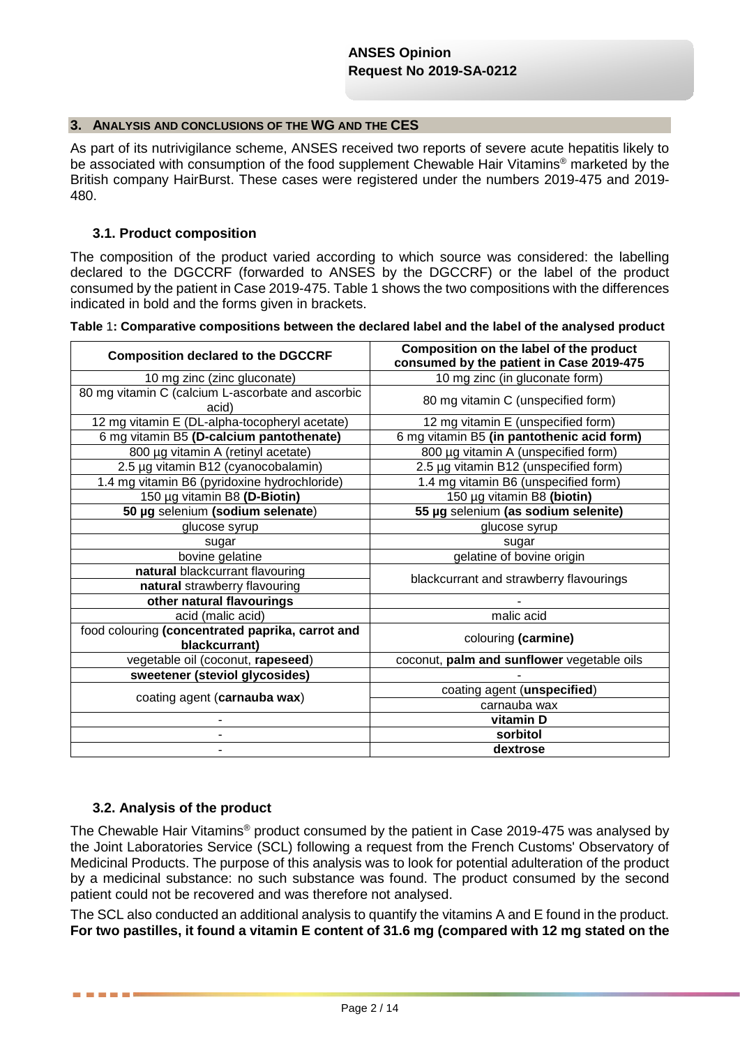## 3. Analysis and conclusions of the WG and the CES

As part of its nutrivigilance scheme, ANSES received two reports of severe acute hepatitis likely to be associated with consumption of the food supplement Chewable Hair Vitamins® marketed by the British company HairBurst. These cases were registered under the numbers 2019-475 and 2019-480.

### 3.1. Product composition

The composition of the product varied according to which source was considered: the labelling declared to the DGCCRF (forwarded to ANSES by the DGCCRF) or the label of the product consumed by the patient in Case 2019-475. Table 1 shows the two compositions with the differences indicated in bold and the forms given in brackets.

**Table 1: Comparative compositions between the declared label and the label of the analysed product**

| Composition declared to the DGCCRF | Composition on the label of the product consumed by the patient in Case 2019-475 |
|---|---|
| 10 mg zinc (zinc gluconate) | 10 mg zinc (in gluconate form) |
| 80 mg vitamin C (calcium L-ascorbate and ascorbic acid) | 80 mg vitamin C (unspecified form) |
| 12 mg vitamin E (DL-alpha-tocopheryl acetate) | 12 mg vitamin E (unspecified form) |
| 6 mg vitamin B5 **(D-calcium pantothenate)** | 6 mg vitamin B5 **(in pantothenic acid form)** |
| 800 µg vitamin A (retinyl acetate) | 800 µg vitamin A (unspecified form) |
| 2.5 µg vitamin B12 (cyanocobalamin) | 2.5 µg vitamin B12 (unspecified form) |
| 1.4 mg vitamin B6 (pyridoxine hydrochloride) | 1.4 mg vitamin B6 (unspecified form) |
| 150 µg vitamin B8 **(D-Biotin)** | 150 µg vitamin B8 **(biotin)** |
| **50 µg** selenium **(sodium selenate)** | **55 µg** selenium **(as sodium selenite)** |
| glucose syrup | glucose syrup |
| sugar | sugar |
| bovine gelatine | gelatine of bovine origin |
| **natural** blackcurrant flavouring<br>**natural** strawberry flavouring | blackcurrant and strawberry flavourings |
| **other natural flavourings** | - |
| acid (malic acid) | malic acid |
| food colouring **(concentrated paprika, carrot and blackcurrant)** | colouring **(carmine)** |
| vegetable oil (coconut, **rapeseed**) | coconut, **palm and sunflower** vegetable oils |
| **sweetener (steviol glycosides)** | - |
| coating agent (**carnauba wax**) | coating agent (**unspecified**)<br>carnauba wax |
| - | **vitamin D** |
| - | **sorbitol** |
| - | **dextrose** |

### 3.2. Analysis of the product

The Chewable Hair Vitamins® product consumed by the patient in Case 2019-475 was analysed by the Joint Laboratories Service (SCL) following a request from the French Customs' Observatory of Medicinal Products. The purpose of this analysis was to look for potential adulteration of the product by a medicinal substance: no such substance was found. The product consumed by the second patient could not be recovered and was therefore not analysed.

The SCL also conducted an additional analysis to quantify the vitamins A and E found in the product. **For two pastilles, it found a vitamin E content of 31.6 mg (compared with 12 mg stated on the**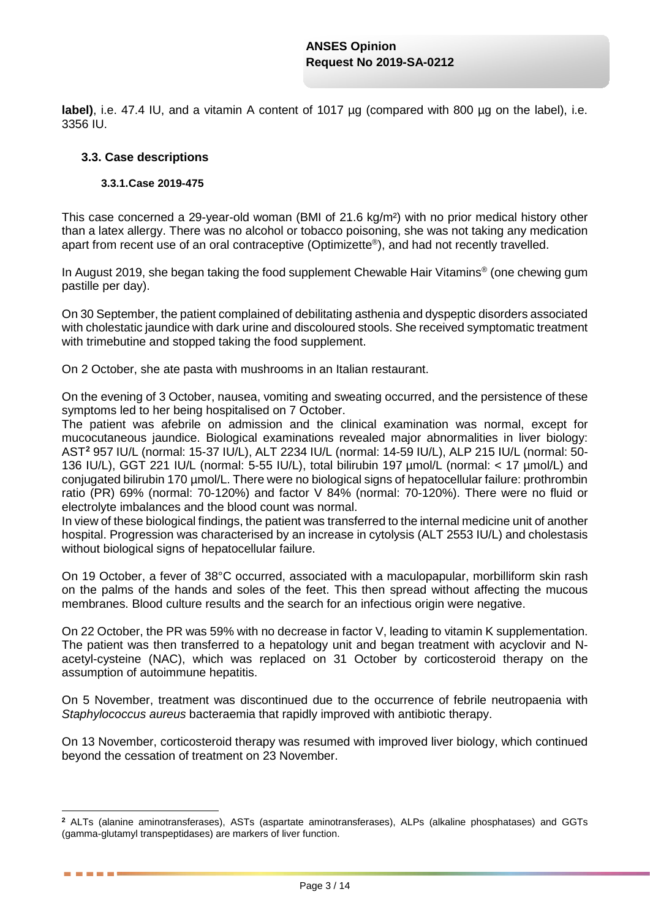**label)**, i.e. 47.4 IU, and a vitamin A content of 1017 µg (compared with 800 µg on the label), i.e. 3356 IU.

## 3.3. Case descriptions

### 3.3.1. Case 2019-475

This case concerned a 29-year-old woman (BMI of 21.6 kg/m²) with no prior medical history other than a latex allergy. There was no alcohol or tobacco poisoning, she was not taking any medication apart from recent use of an oral contraceptive (Optimizette®), and had not recently travelled.

In August 2019, she began taking the food supplement Chewable Hair Vitamins® (one chewing gum pastille per day).

On 30 September, the patient complained of debilitating asthenia and dyspeptic disorders associated with cholestatic jaundice with dark urine and discoloured stools. She received symptomatic treatment with trimebutine and stopped taking the food supplement.

On 2 October, she ate pasta with mushrooms in an Italian restaurant.

On the evening of 3 October, nausea, vomiting and sweating occurred, and the persistence of these symptoms led to her being hospitalised on 7 October.

The patient was afebrile on admission and the clinical examination was normal, except for mucocutaneous jaundice. Biological examinations revealed major abnormalities in liver biology: AST[2] 957 IU/L (normal: 15-37 IU/L), ALT 2234 IU/L (normal: 14-59 IU/L), ALP 215 IU/L (normal: 50-136 IU/L), GGT 221 IU/L (normal: 5-55 IU/L), total bilirubin 197 µmol/L (normal: < 17 µmol/L) and conjugated bilirubin 170 µmol/L. There were no biological signs of hepatocellular failure: prothrombin ratio (PR) 69% (normal: 70-120%) and factor V 84% (normal: 70-120%). There were no fluid or electrolyte imbalances and the blood count was normal.

In view of these biological findings, the patient was transferred to the internal medicine unit of another hospital. Progression was characterised by an increase in cytolysis (ALT 2553 IU/L) and cholestasis without biological signs of hepatocellular failure.

On 19 October, a fever of 38°C occurred, associated with a maculopapular, morbilliform skin rash on the palms of the hands and soles of the feet. This then spread without affecting the mucous membranes. Blood culture results and the search for an infectious origin were negative.

On 22 October, the PR was 59% with no decrease in factor V, leading to vitamin K supplementation. The patient was then transferred to a hepatology unit and began treatment with acyclovir and N-acetyl-cysteine (NAC), which was replaced on 31 October by corticosteroid therapy on the assumption of autoimmune hepatitis.

On 5 November, treatment was discontinued due to the occurrence of febrile neutropaenia with *Staphylococcus aureus* bacteraemia that rapidly improved with antibiotic therapy.

On 13 November, corticosteroid therapy was resumed with improved liver biology, which continued beyond the cessation of treatment on 23 November.

---

[2] ALTs (alanine aminotransferases), ASTs (aspartate aminotransferases), ALPs (alkaline phosphatases) and GGTs (gamma-glutamyl transpeptidases) are markers of liver function.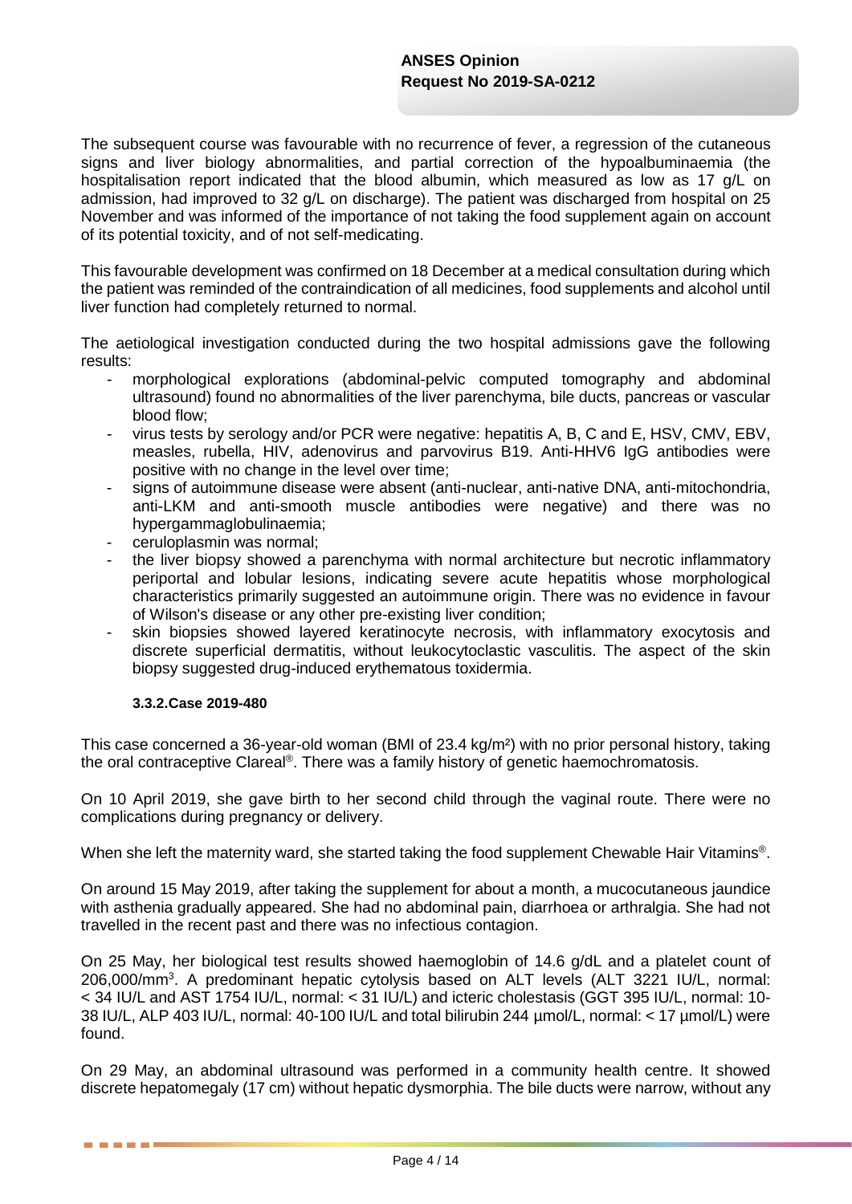The subsequent course was favourable with no recurrence of fever, a regression of the cutaneous signs and liver biology abnormalities, and partial correction of the hypoalbuminaemia (the hospitalisation report indicated that the blood albumin, which measured as low as 17 g/L on admission, had improved to 32 g/L on discharge). The patient was discharged from hospital on 25 November and was informed of the importance of not taking the food supplement again on account of its potential toxicity, and of not self-medicating.

This favourable development was confirmed on 18 December at a medical consultation during which the patient was reminded of the contraindication of all medicines, food supplements and alcohol until liver function had completely returned to normal.

The aetiological investigation conducted during the two hospital admissions gave the following results:

- morphological explorations (abdominal-pelvic computed tomography and abdominal ultrasound) found no abnormalities of the liver parenchyma, bile ducts, pancreas or vascular blood flow;
- virus tests by serology and/or PCR were negative: hepatitis A, B, C and E, HSV, CMV, EBV, measles, rubella, HIV, adenovirus and parvovirus B19. Anti-HHV6 IgG antibodies were positive with no change in the level over time;
- signs of autoimmune disease were absent (anti-nuclear, anti-native DNA, anti-mitochondria, anti-LKM and anti-smooth muscle antibodies were negative) and there was no hypergammaglobulinaemia;
- ceruloplasmin was normal;
- the liver biopsy showed a parenchyma with normal architecture but necrotic inflammatory periportal and lobular lesions, indicating severe acute hepatitis whose morphological characteristics primarily suggested an autoimmune origin. There was no evidence in favour of Wilson's disease or any other pre-existing liver condition;
- skin biopsies showed layered keratinocyte necrosis, with inflammatory exocytosis and discrete superficial dermatitis, without leukocytoclastic vasculitis. The aspect of the skin biopsy suggested drug-induced erythematous toxidermia.

#### 3.3.2. Case 2019-480

This case concerned a 36-year-old woman (BMI of 23.4 kg/m²) with no prior personal history, taking the oral contraceptive Clareal®. There was a family history of genetic haemochromatosis.

On 10 April 2019, she gave birth to her second child through the vaginal route. There were no complications during pregnancy or delivery.

When she left the maternity ward, she started taking the food supplement Chewable Hair Vitamins®.

On around 15 May 2019, after taking the supplement for about a month, a mucocutaneous jaundice with asthenia gradually appeared. She had no abdominal pain, diarrhoea or arthralgia. She had not travelled in the recent past and there was no infectious contagion.

On 25 May, her biological test results showed haemoglobin of 14.6 g/dL and a platelet count of 206,000/mm³. A predominant hepatic cytolysis based on ALT levels (ALT 3221 IU/L, normal: < 34 IU/L and AST 1754 IU/L, normal: < 31 IU/L) and icteric cholestasis (GGT 395 IU/L, normal: 10-38 IU/L, ALP 403 IU/L, normal: 40-100 IU/L and total bilirubin 244 µmol/L, normal: < 17 µmol/L) were found.

On 29 May, an abdominal ultrasound was performed in a community health centre. It showed discrete hepatomegaly (17 cm) without hepatic dysmorphia. The bile ducts were narrow, without any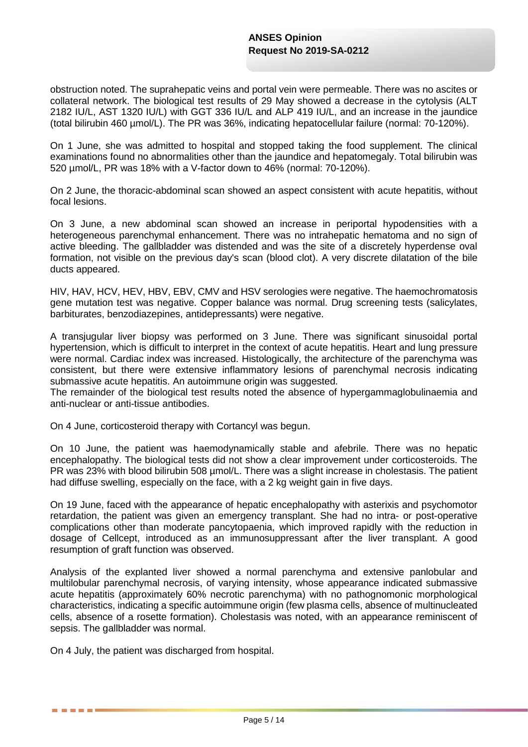obstruction noted. The suprahepatic veins and portal vein were permeable. There was no ascites or collateral network. The biological test results of 29 May showed a decrease in the cytolysis (ALT 2182 IU/L, AST 1320 IU/L) with GGT 336 IU/L and ALP 419 IU/L, and an increase in the jaundice (total bilirubin 460 µmol/L). The PR was 36%, indicating hepatocellular failure (normal: 70-120%).

On 1 June, she was admitted to hospital and stopped taking the food supplement. The clinical examinations found no abnormalities other than the jaundice and hepatomegaly. Total bilirubin was 520 µmol/L, PR was 18% with a V-factor down to 46% (normal: 70-120%).

On 2 June, the thoracic-abdominal scan showed an aspect consistent with acute hepatitis, without focal lesions.

On 3 June, a new abdominal scan showed an increase in periportal hypodensities with a heterogeneous parenchymal enhancement. There was no intrahepatic hematoma and no sign of active bleeding. The gallbladder was distended and was the site of a discretely hyperdense oval formation, not visible on the previous day's scan (blood clot). A very discrete dilatation of the bile ducts appeared.

HIV, HAV, HCV, HEV, HBV, EBV, CMV and HSV serologies were negative. The haemochromatosis gene mutation test was negative. Copper balance was normal. Drug screening tests (salicylates, barbiturates, benzodiazepines, antidepressants) were negative.

A transjugular liver biopsy was performed on 3 June. There was significant sinusoidal portal hypertension, which is difficult to interpret in the context of acute hepatitis. Heart and lung pressure were normal. Cardiac index was increased. Histologically, the architecture of the parenchyma was consistent, but there were extensive inflammatory lesions of parenchymal necrosis indicating submassive acute hepatitis. An autoimmune origin was suggested.
The remainder of the biological test results noted the absence of hypergammaglobulinaemia and anti-nuclear or anti-tissue antibodies.

On 4 June, corticosteroid therapy with Cortancyl was begun.

On 10 June, the patient was haemodynamically stable and afebrile. There was no hepatic encephalopathy. The biological tests did not show a clear improvement under corticosteroids. The PR was 23% with blood bilirubin 508 µmol/L. There was a slight increase in cholestasis. The patient had diffuse swelling, especially on the face, with a 2 kg weight gain in five days.

On 19 June, faced with the appearance of hepatic encephalopathy with asterixis and psychomotor retardation, the patient was given an emergency transplant. She had no intra- or post-operative complications other than moderate pancytopaenia, which improved rapidly with the reduction in dosage of Cellcept, introduced as an immunosuppressant after the liver transplant. A good resumption of graft function was observed.

Analysis of the explanted liver showed a normal parenchyma and extensive panlobular and multilobular parenchymal necrosis, of varying intensity, whose appearance indicated submassive acute hepatitis (approximately 60% necrotic parenchyma) with no pathognomonic morphological characteristics, indicating a specific autoimmune origin (few plasma cells, absence of multinucleated cells, absence of a rosette formation). Cholestasis was noted, with an appearance reminiscent of sepsis. The gallbladder was normal.

On 4 July, the patient was discharged from hospital.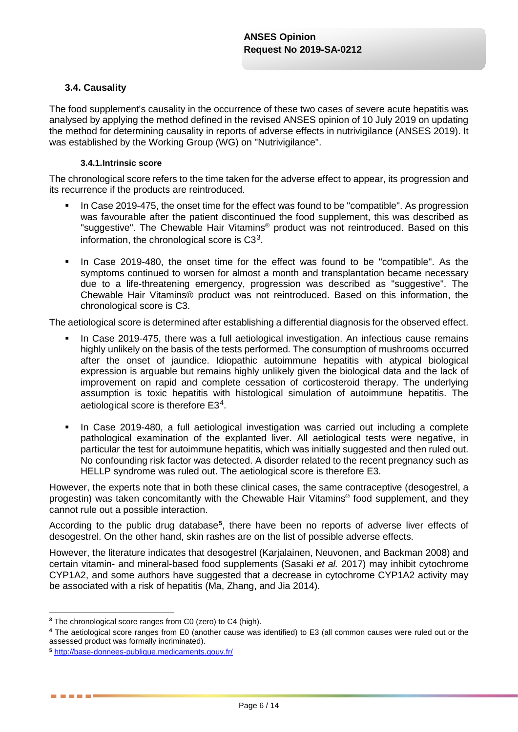## 3.4. Causality

The food supplement's causality in the occurrence of these two cases of severe acute hepatitis was analysed by applying the method defined in the revised ANSES opinion of 10 July 2019 on updating the method for determining causality in reports of adverse effects in nutrivigilance (ANSES 2019). It was established by the Working Group (WG) on "Nutrivigilance".

### 3.4.1. Intrinsic score

The chronological score refers to the time taken for the adverse effect to appear, its progression and its recurrence if the products are reintroduced.

- In Case 2019-475, the onset time for the effect was found to be "compatible". As progression was favourable after the patient discontinued the food supplement, this was described as "suggestive". The Chewable Hair Vitamins® product was not reintroduced. Based on this information, the chronological score is C3[3].
- In Case 2019-480, the onset time for the effect was found to be "compatible". As the symptoms continued to worsen for almost a month and transplantation became necessary due to a life-threatening emergency, progression was described as "suggestive". The Chewable Hair Vitamins® product was not reintroduced. Based on this information, the chronological score is C3.

The aetiological score is determined after establishing a differential diagnosis for the observed effect.

- In Case 2019-475, there was a full aetiological investigation. An infectious cause remains highly unlikely on the basis of the tests performed. The consumption of mushrooms occurred after the onset of jaundice. Idiopathic autoimmune hepatitis with atypical biological expression is arguable but remains highly unlikely given the biological data and the lack of improvement on rapid and complete cessation of corticosteroid therapy. The underlying assumption is toxic hepatitis with histological simulation of autoimmune hepatitis. The aetiological score is therefore E3[4].
- In Case 2019-480, a full aetiological investigation was carried out including a complete pathological examination of the explanted liver. All aetiological tests were negative, in particular the test for autoimmune hepatitis, which was initially suggested and then ruled out. No confounding risk factor was detected. A disorder related to the recent pregnancy such as HELLP syndrome was ruled out. The aetiological score is therefore E3.

However, the experts note that in both these clinical cases, the same contraceptive (desogestrel, a progestin) was taken concomitantly with the Chewable Hair Vitamins® food supplement, and they cannot rule out a possible interaction.

According to the public drug database[5], there have been no reports of adverse liver effects of desogestrel. On the other hand, skin rashes are on the list of possible adverse effects.

However, the literature indicates that desogestrel (Karjalainen, Neuvonen, and Backman 2008) and certain vitamin- and mineral-based food supplements (Sasaki *et al.* 2017) may inhibit cytochrome CYP1A2, and some authors have suggested that a decrease in cytochrome CYP1A2 activity may be associated with a risk of hepatitis (Ma, Zhang, and Jia 2014).

---

[3] The chronological score ranges from C0 (zero) to C4 (high).

[4] The aetiological score ranges from E0 (another cause was identified) to E3 (all common causes were ruled out or the assessed product was formally incriminated).

[5] http://base-donnees-publique.medicaments.gouv.fr/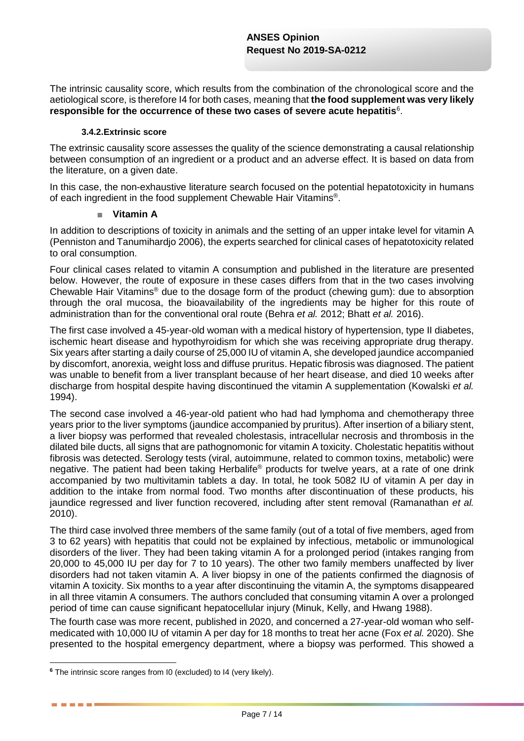The intrinsic causality score, which results from the combination of the chronological score and the aetiological score, is therefore I4 for both cases, meaning that **the food supplement was very likely responsible for the occurrence of these two cases of severe acute hepatitis**[6].

#### 3.4.2. Extrinsic score

The extrinsic causality score assesses the quality of the science demonstrating a causal relationship between consumption of an ingredient or a product and an adverse effect. It is based on data from the literature, on a given date.

In this case, the non-exhaustive literature search focused on the potential hepatotoxicity in humans of each ingredient in the food supplement Chewable Hair Vitamins®.

- **Vitamin A**

In addition to descriptions of toxicity in animals and the setting of an upper intake level for vitamin A (Penniston and Tanumihardjo 2006), the experts searched for clinical cases of hepatotoxicity related to oral consumption.

Four clinical cases related to vitamin A consumption and published in the literature are presented below. However, the route of exposure in these cases differs from that in the two cases involving Chewable Hair Vitamins® due to the dosage form of the product (chewing gum): due to absorption through the oral mucosa, the bioavailability of the ingredients may be higher for this route of administration than for the conventional oral route (Behra *et al.* 2012; Bhatt *et al.* 2016).

The first case involved a 45-year-old woman with a medical history of hypertension, type II diabetes, ischemic heart disease and hypothyroidism for which she was receiving appropriate drug therapy. Six years after starting a daily course of 25,000 IU of vitamin A, she developed jaundice accompanied by discomfort, anorexia, weight loss and diffuse pruritus. Hepatic fibrosis was diagnosed. The patient was unable to benefit from a liver transplant because of her heart disease, and died 10 weeks after discharge from hospital despite having discontinued the vitamin A supplementation (Kowalski *et al.* 1994).

The second case involved a 46-year-old patient who had had lymphoma and chemotherapy three years prior to the liver symptoms (jaundice accompanied by pruritus). After insertion of a biliary stent, a liver biopsy was performed that revealed cholestasis, intracellular necrosis and thrombosis in the dilated bile ducts, all signs that are pathognomonic for vitamin A toxicity. Cholestatic hepatitis without fibrosis was detected. Serology tests (viral, autoimmune, related to common toxins, metabolic) were negative. The patient had been taking Herbalife® products for twelve years, at a rate of one drink accompanied by two multivitamin tablets a day. In total, he took 5082 IU of vitamin A per day in addition to the intake from normal food. Two months after discontinuation of these products, his jaundice regressed and liver function recovered, including after stent removal (Ramanathan *et al.* 2010).

The third case involved three members of the same family (out of a total of five members, aged from 3 to 62 years) with hepatitis that could not be explained by infectious, metabolic or immunological disorders of the liver. They had been taking vitamin A for a prolonged period (intakes ranging from 20,000 to 45,000 IU per day for 7 to 10 years). The other two family members unaffected by liver disorders had not taken vitamin A. A liver biopsy in one of the patients confirmed the diagnosis of vitamin A toxicity. Six months to a year after discontinuing the vitamin A, the symptoms disappeared in all three vitamin A consumers. The authors concluded that consuming vitamin A over a prolonged period of time can cause significant hepatocellular injury (Minuk, Kelly, and Hwang 1988).

The fourth case was more recent, published in 2020, and concerned a 27-year-old woman who self-medicated with 10,000 IU of vitamin A per day for 18 months to treat her acne (Fox *et al.* 2020). She presented to the hospital emergency department, where a biopsy was performed. This showed a

---

[6] The intrinsic score ranges from I0 (excluded) to I4 (very likely).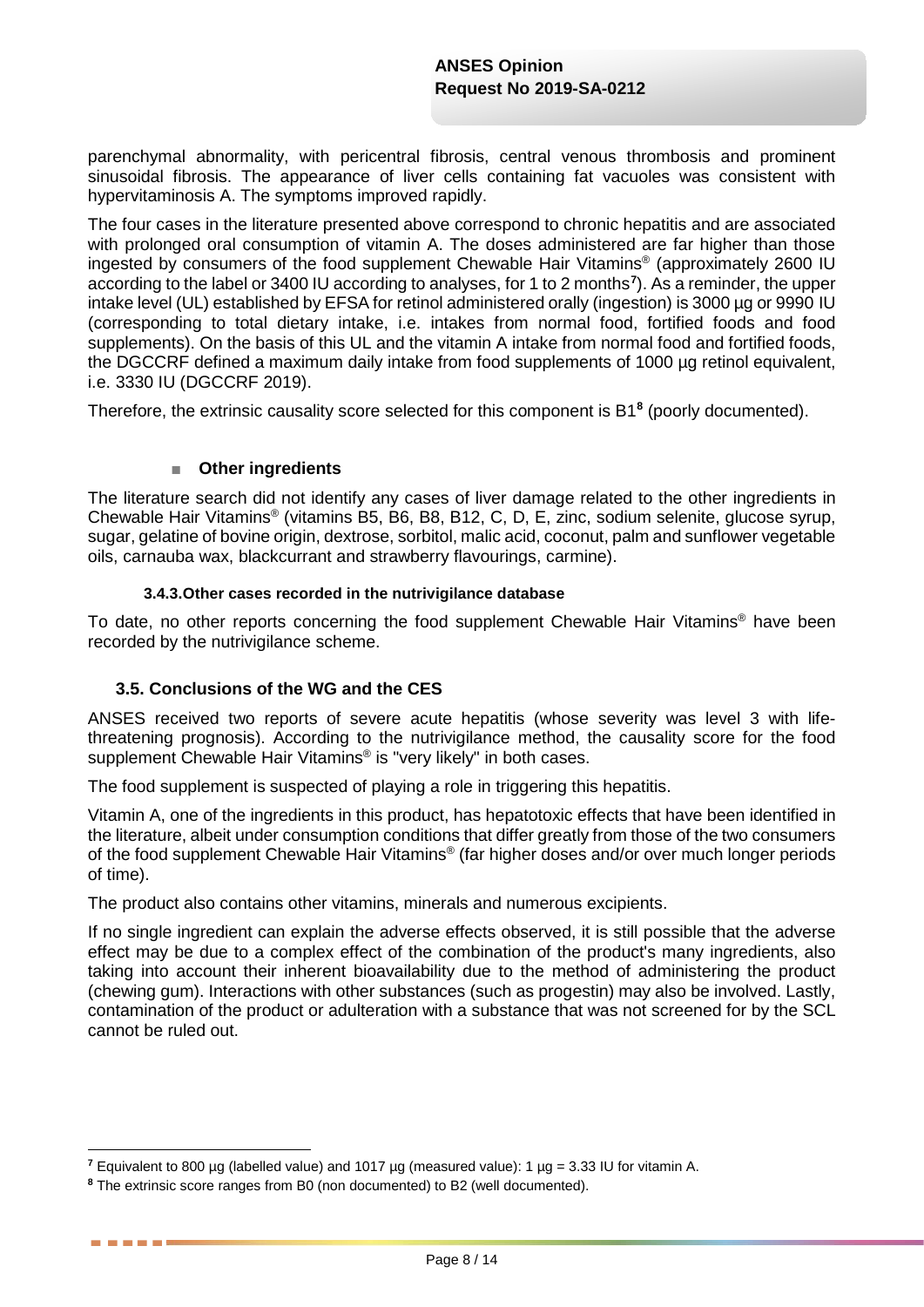parenchymal abnormality, with pericentral fibrosis, central venous thrombosis and prominent sinusoidal fibrosis. The appearance of liver cells containing fat vacuoles was consistent with hypervitaminosis A. The symptoms improved rapidly.

The four cases in the literature presented above correspond to chronic hepatitis and are associated with prolonged oral consumption of vitamin A. The doses administered are far higher than those ingested by consumers of the food supplement Chewable Hair Vitamins® (approximately 2600 IU according to the label or 3400 IU according to analyses, for 1 to 2 months[7]). As a reminder, the upper intake level (UL) established by EFSA for retinol administered orally (ingestion) is 3000 µg or 9990 IU (corresponding to total dietary intake, i.e. intakes from normal food, fortified foods and food supplements). On the basis of this UL and the vitamin A intake from normal food and fortified foods, the DGCCRF defined a maximum daily intake from food supplements of 1000 µg retinol equivalent, i.e. 3330 IU (DGCCRF 2019).

Therefore, the extrinsic causality score selected for this component is B1[8] (poorly documented).

- **Other ingredients**

The literature search did not identify any cases of liver damage related to the other ingredients in Chewable Hair Vitamins® (vitamins B5, B6, B8, B12, C, D, E, zinc, sodium selenite, glucose syrup, sugar, gelatine of bovine origin, dextrose, sorbitol, malic acid, coconut, palm and sunflower vegetable oils, carnauba wax, blackcurrant and strawberry flavourings, carmine).

#### 3.4.3. Other cases recorded in the nutrivigilance database

To date, no other reports concerning the food supplement Chewable Hair Vitamins® have been recorded by the nutrivigilance scheme.

### 3.5. Conclusions of the WG and the CES

ANSES received two reports of severe acute hepatitis (whose severity was level 3 with life-threatening prognosis). According to the nutrivigilance method, the causality score for the food supplement Chewable Hair Vitamins® is "very likely" in both cases.

The food supplement is suspected of playing a role in triggering this hepatitis.

Vitamin A, one of the ingredients in this product, has hepatotoxic effects that have been identified in the literature, albeit under consumption conditions that differ greatly from those of the two consumers of the food supplement Chewable Hair Vitamins® (far higher doses and/or over much longer periods of time).

The product also contains other vitamins, minerals and numerous excipients.

If no single ingredient can explain the adverse effects observed, it is still possible that the adverse effect may be due to a complex effect of the combination of the product's many ingredients, also taking into account their inherent bioavailability due to the method of administering the product (chewing gum). Interactions with other substances (such as progestin) may also be involved. Lastly, contamination of the product or adulteration with a substance that was not screened for by the SCL cannot be ruled out.

---

[7] Equivalent to 800 µg (labelled value) and 1017 µg (measured value): 1 µg = 3.33 IU for vitamin A.

[8] The extrinsic score ranges from B0 (non documented) to B2 (well documented).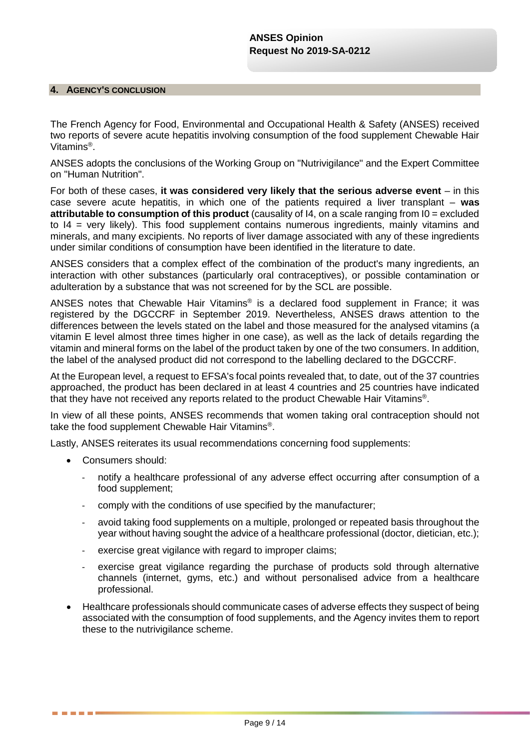## 4. AGENCY'S CONCLUSION

The French Agency for Food, Environmental and Occupational Health & Safety (ANSES) received two reports of severe acute hepatitis involving consumption of the food supplement Chewable Hair Vitamins®.

ANSES adopts the conclusions of the Working Group on "Nutrivigilance" and the Expert Committee on "Human Nutrition".

For both of these cases, **it was considered very likely that the serious adverse event** – in this case severe acute hepatitis, in which one of the patients required a liver transplant – **was attributable to consumption of this product** (causality of I4, on a scale ranging from I0 = excluded to I4 = very likely). This food supplement contains numerous ingredients, mainly vitamins and minerals, and many excipients. No reports of liver damage associated with any of these ingredients under similar conditions of consumption have been identified in the literature to date.

ANSES considers that a complex effect of the combination of the product's many ingredients, an interaction with other substances (particularly oral contraceptives), or possible contamination or adulteration by a substance that was not screened for by the SCL are possible.

ANSES notes that Chewable Hair Vitamins® is a declared food supplement in France; it was registered by the DGCCRF in September 2019. Nevertheless, ANSES draws attention to the differences between the levels stated on the label and those measured for the analysed vitamins (a vitamin E level almost three times higher in one case), as well as the lack of details regarding the vitamin and mineral forms on the label of the product taken by one of the two consumers. In addition, the label of the analysed product did not correspond to the labelling declared to the DGCCRF.

At the European level, a request to EFSA's focal points revealed that, to date, out of the 37 countries approached, the product has been declared in at least 4 countries and 25 countries have indicated that they have not received any reports related to the product Chewable Hair Vitamins®.

In view of all these points, ANSES recommends that women taking oral contraception should not take the food supplement Chewable Hair Vitamins®.

Lastly, ANSES reiterates its usual recommendations concerning food supplements:

- Consumers should:
  - notify a healthcare professional of any adverse effect occurring after consumption of a food supplement;
  - comply with the conditions of use specified by the manufacturer;
  - avoid taking food supplements on a multiple, prolonged or repeated basis throughout the year without having sought the advice of a healthcare professional (doctor, dietician, etc.);
  - exercise great vigilance with regard to improper claims;
  - exercise great vigilance regarding the purchase of products sold through alternative channels (internet, gyms, etc.) and without personalised advice from a healthcare professional.
- Healthcare professionals should communicate cases of adverse effects they suspect of being associated with the consumption of food supplements, and the Agency invites them to report these to the nutrivigilance scheme.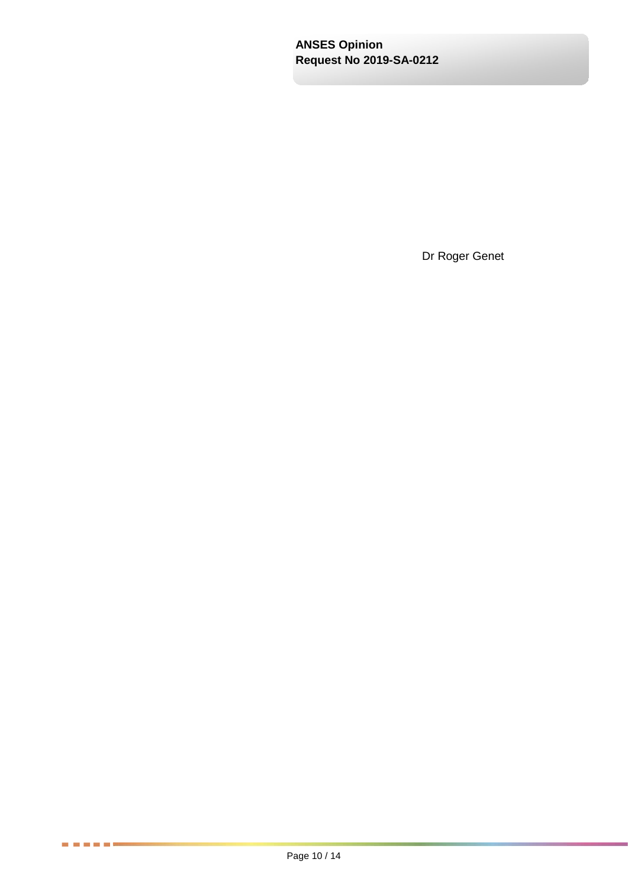Dr Roger Genet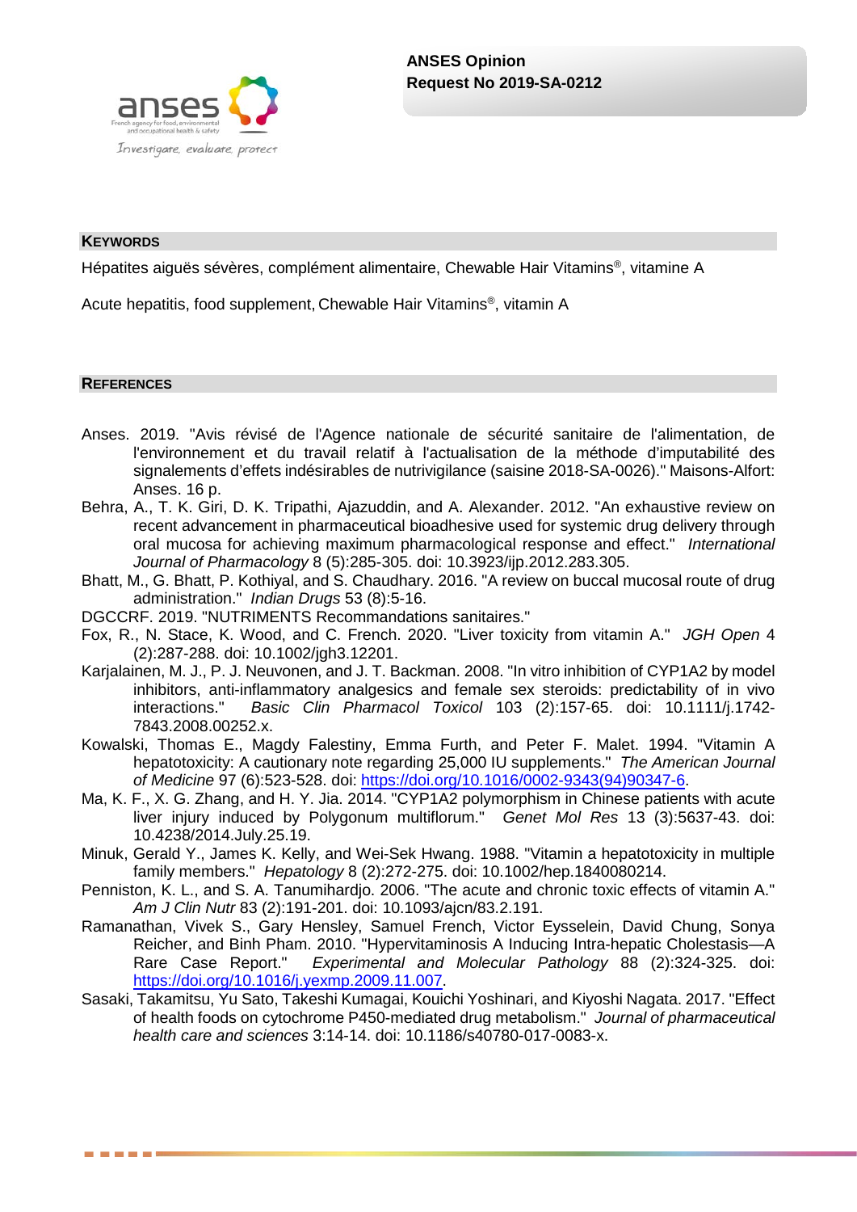## KEYWORDS

Hépatites aiguës sévères, complément alimentaire, Chewable Hair Vitamins®, vitamine A

Acute hepatitis, food supplement, Chewable Hair Vitamins®, vitamin A

## REFERENCES

Anses. 2019. "Avis révisé de l'Agence nationale de sécurité sanitaire de l'alimentation, de l'environnement et du travail relatif à l'actualisation de la méthode d'imputabilité des signalements d'effets indésirables de nutrivigilance (saisine 2018-SA-0026)." Maisons-Alfort: Anses. 16 p.

Behra, A., T. K. Giri, D. K. Tripathi, Ajazuddin, and A. Alexander. 2012. "An exhaustive review on recent advancement in pharmaceutical bioadhesive used for systemic drug delivery through oral mucosa for achieving maximum pharmacological response and effect." *International Journal of Pharmacology* 8 (5):285-305. doi: 10.3923/ijp.2012.283.305.

Bhatt, M., G. Bhatt, P. Kothiyal, and S. Chaudhary. 2016. "A review on buccal mucosal route of drug administration." *Indian Drugs* 53 (8):5-16.

DGCCRF. 2019. "NUTRIMENTS Recommandations sanitaires."

Fox, R., N. Stace, K. Wood, and C. French. 2020. "Liver toxicity from vitamin A." *JGH Open* 4 (2):287-288. doi: 10.1002/jgh3.12201.

Karjalainen, M. J., P. J. Neuvonen, and J. T. Backman. 2008. "In vitro inhibition of CYP1A2 by model inhibitors, anti-inflammatory analgesics and female sex steroids: predictability of in vivo interactions." *Basic Clin Pharmacol Toxicol* 103 (2):157-65. doi: 10.1111/j.1742-7843.2008.00252.x.

Kowalski, Thomas E., Magdy Falestiny, Emma Furth, and Peter F. Malet. 1994. "Vitamin A hepatotoxicity: A cautionary note regarding 25,000 IU supplements." *The American Journal of Medicine* 97 (6):523-528. doi: https://doi.org/10.1016/0002-9343(94)90347-6.

Ma, K. F., X. G. Zhang, and H. Y. Jia. 2014. "CYP1A2 polymorphism in Chinese patients with acute liver injury induced by Polygonum multiflorum." *Genet Mol Res* 13 (3):5637-43. doi: 10.4238/2014.July.25.19.

Minuk, Gerald Y., James K. Kelly, and Wei-Sek Hwang. 1988. "Vitamin a hepatotoxicity in multiple family members." *Hepatology* 8 (2):272-275. doi: 10.1002/hep.1840080214.

Penniston, K. L., and S. A. Tanumihardjo. 2006. "The acute and chronic toxic effects of vitamin A." *Am J Clin Nutr* 83 (2):191-201. doi: 10.1093/ajcn/83.2.191.

Ramanathan, Vivek S., Gary Hensley, Samuel French, Victor Eysselein, David Chung, Sonya Reicher, and Binh Pham. 2010. "Hypervitaminosis A Inducing Intra-hepatic Cholestasis—A Rare Case Report." *Experimental and Molecular Pathology* 88 (2):324-325. doi: https://doi.org/10.1016/j.yexmp.2009.11.007.

Sasaki, Takamitsu, Yu Sato, Takeshi Kumagai, Kouichi Yoshinari, and Kiyoshi Nagata. 2017. "Effect of health foods on cytochrome P450-mediated drug metabolism." *Journal of pharmaceutical health care and sciences* 3:14-14. doi: 10.1186/s40780-017-0083-x.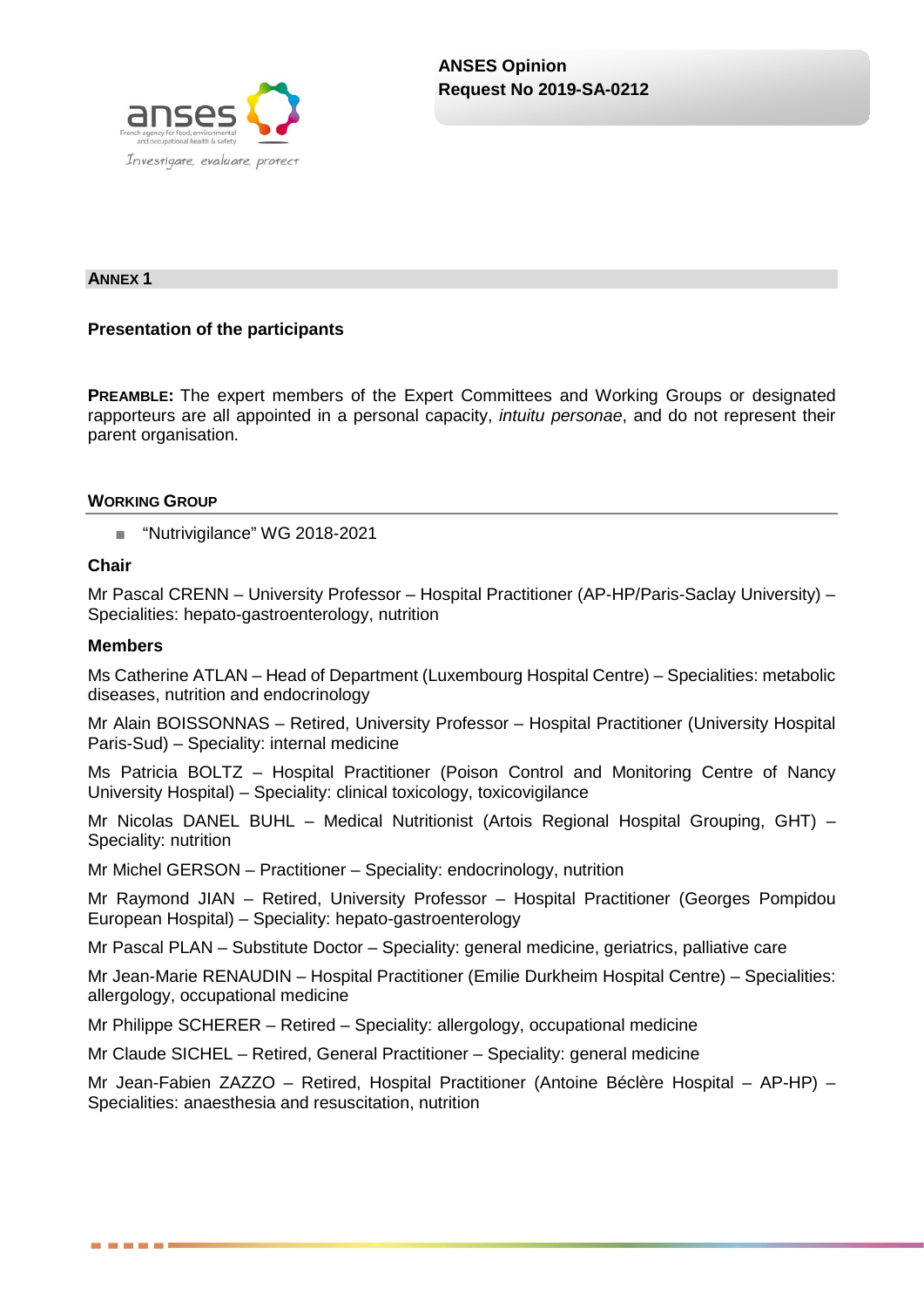## ANNEX 1

### Presentation of the participants

**PREAMBLE:** The expert members of the Expert Committees and Working Groups or designated rapporteurs are all appointed in a personal capacity, *intuitu personae*, and do not represent their parent organisation.

#### WORKING GROUP

- "Nutrivigilance" WG 2018-2021

**Chair**

Mr Pascal CRENN – University Professor – Hospital Practitioner (AP-HP/Paris-Saclay University) – Specialities: hepato-gastroenterology, nutrition

**Members**

Ms Catherine ATLAN – Head of Department (Luxembourg Hospital Centre) – Specialities: metabolic diseases, nutrition and endocrinology

Mr Alain BOISSONNAS – Retired, University Professor – Hospital Practitioner (University Hospital Paris-Sud) – Speciality: internal medicine

Ms Patricia BOLTZ – Hospital Practitioner (Poison Control and Monitoring Centre of Nancy University Hospital) – Speciality: clinical toxicology, toxicovigilance

Mr Nicolas DANEL BUHL – Medical Nutritionist (Artois Regional Hospital Grouping, GHT) – Speciality: nutrition

Mr Michel GERSON – Practitioner – Speciality: endocrinology, nutrition

Mr Raymond JIAN – Retired, University Professor – Hospital Practitioner (Georges Pompidou European Hospital) – Speciality: hepato-gastroenterology

Mr Pascal PLAN – Substitute Doctor – Speciality: general medicine, geriatrics, palliative care

Mr Jean-Marie RENAUDIN – Hospital Practitioner (Emilie Durkheim Hospital Centre) – Specialities: allergology, occupational medicine

Mr Philippe SCHERER – Retired – Speciality: allergology, occupational medicine

Mr Claude SICHEL – Retired, General Practitioner – Speciality: general medicine

Mr Jean-Fabien ZAZZO – Retired, Hospital Practitioner (Antoine Béclère Hospital – AP-HP) – Specialities: anaesthesia and resuscitation, nutrition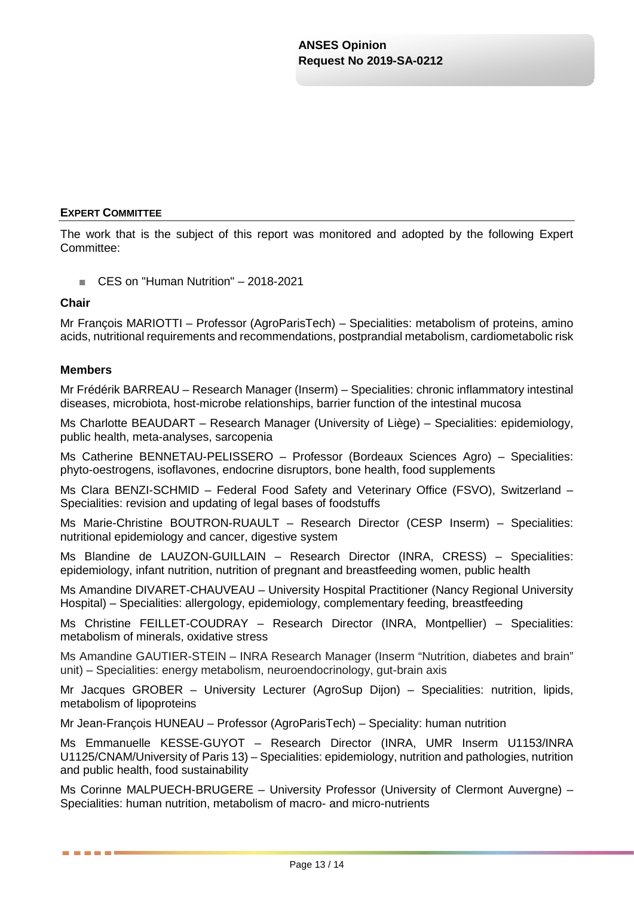## EXPERT COMMITTEE

The work that is the subject of this report was monitored and adopted by the following Expert Committee:

- CES on "Human Nutrition" – 2018-2021

### Chair

Mr François MARIOTTI – Professor (AgroParisTech) – Specialities: metabolism of proteins, amino acids, nutritional requirements and recommendations, postprandial metabolism, cardiometabolic risk

### Members

Mr Frédérik BARREAU – Research Manager (Inserm) – Specialities: chronic inflammatory intestinal diseases, microbiota, host-microbe relationships, barrier function of the intestinal mucosa

Ms Charlotte BEAUDART – Research Manager (University of Liège) – Specialities: epidemiology, public health, meta-analyses, sarcopenia

Ms Catherine BENNETAU-PELISSERO – Professor (Bordeaux Sciences Agro) – Specialities: phyto-oestrogens, isoflavones, endocrine disruptors, bone health, food supplements

Ms Clara BENZI-SCHMID – Federal Food Safety and Veterinary Office (FSVO), Switzerland – Specialities: revision and updating of legal bases of foodstuffs

Ms Marie-Christine BOUTRON-RUAULT – Research Director (CESP Inserm) – Specialities: nutritional epidemiology and cancer, digestive system

Ms Blandine de LAUZON-GUILLAIN – Research Director (INRA, CRESS) – Specialities: epidemiology, infant nutrition, nutrition of pregnant and breastfeeding women, public health

Ms Amandine DIVARET-CHAUVEAU – University Hospital Practitioner (Nancy Regional University Hospital) – Specialities: allergology, epidemiology, complementary feeding, breastfeeding

Ms Christine FEILLET-COUDRAY – Research Director (INRA, Montpellier) – Specialities: metabolism of minerals, oxidative stress

Ms Amandine GAUTIER-STEIN – INRA Research Manager (Inserm "Nutrition, diabetes and brain" unit) – Specialities: energy metabolism, neuroendocrinology, gut-brain axis

Mr Jacques GROBER – University Lecturer (AgroSup Dijon) – Specialities: nutrition, lipids, metabolism of lipoproteins

Mr Jean-François HUNEAU – Professor (AgroParisTech) – Speciality: human nutrition

Ms Emmanuelle KESSE-GUYOT – Research Director (INRA, UMR Inserm U1153/INRA U1125/CNAM/University of Paris 13) – Specialities: epidemiology, nutrition and pathologies, nutrition and public health, food sustainability

Ms Corinne MALPUECH-BRUGERE – University Professor (University of Clermont Auvergne) – Specialities: human nutrition, metabolism of macro- and micro-nutrients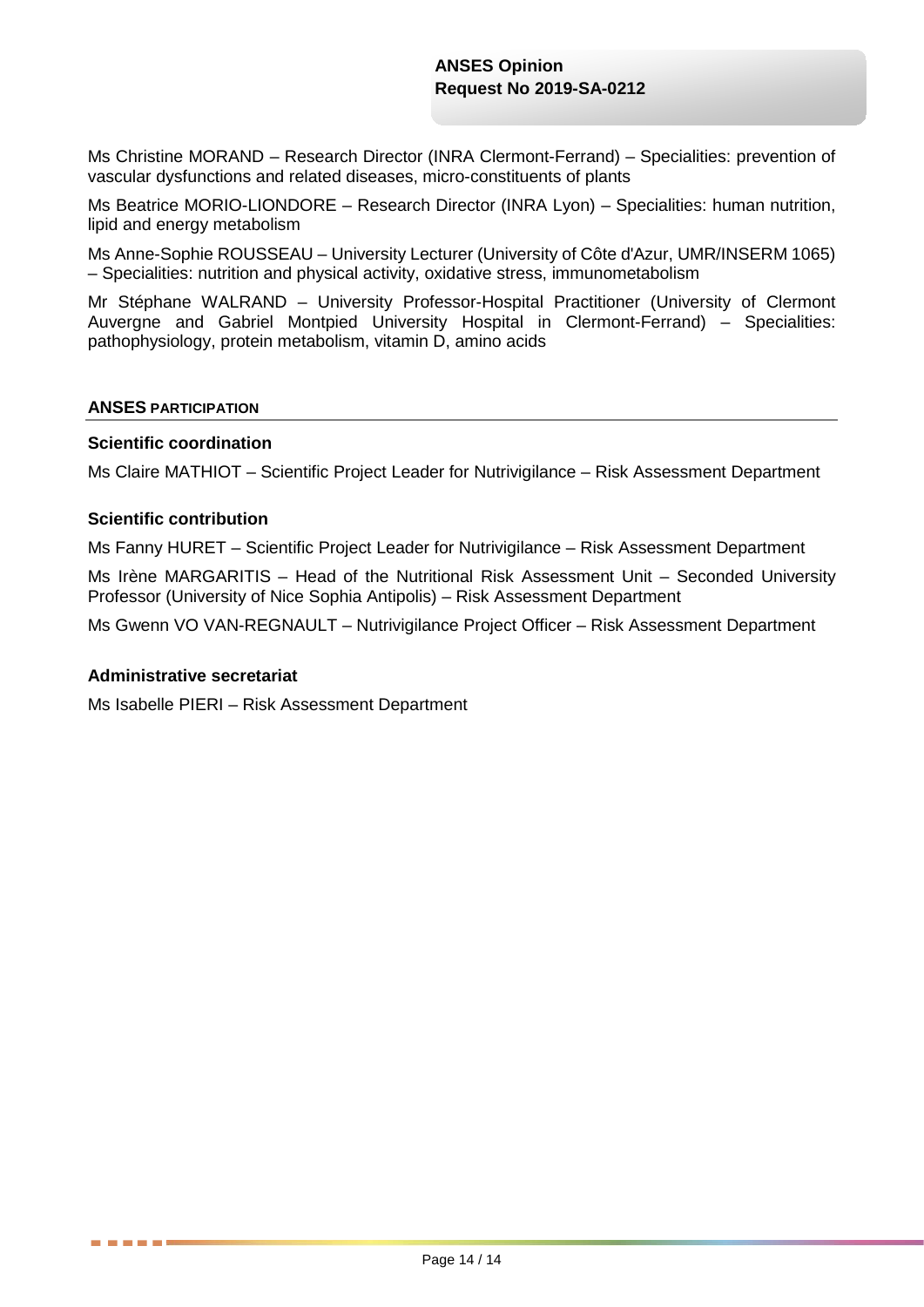Ms Christine MORAND – Research Director (INRA Clermont-Ferrand) – Specialities: prevention of vascular dysfunctions and related diseases, micro-constituents of plants

Ms Beatrice MORIO-LIONDORE – Research Director (INRA Lyon) – Specialities: human nutrition, lipid and energy metabolism

Ms Anne-Sophie ROUSSEAU – University Lecturer (University of Côte d'Azur, UMR/INSERM 1065) – Specialities: nutrition and physical activity, oxidative stress, immunometabolism

Mr Stéphane WALRAND – University Professor-Hospital Practitioner (University of Clermont Auvergne and Gabriel Montpied University Hospital in Clermont-Ferrand) – Specialities: pathophysiology, protein metabolism, vitamin D, amino acids

## ANSES PARTICIPATION

### Scientific coordination

Ms Claire MATHIOT – Scientific Project Leader for Nutrivigilance – Risk Assessment Department

### Scientific contribution

Ms Fanny HURET – Scientific Project Leader for Nutrivigilance – Risk Assessment Department

Ms Irène MARGARITIS – Head of the Nutritional Risk Assessment Unit – Seconded University Professor (University of Nice Sophia Antipolis) – Risk Assessment Department

Ms Gwenn VO VAN-REGNAULT – Nutrivigilance Project Officer – Risk Assessment Department

### Administrative secretariat

Ms Isabelle PIERI – Risk Assessment Department